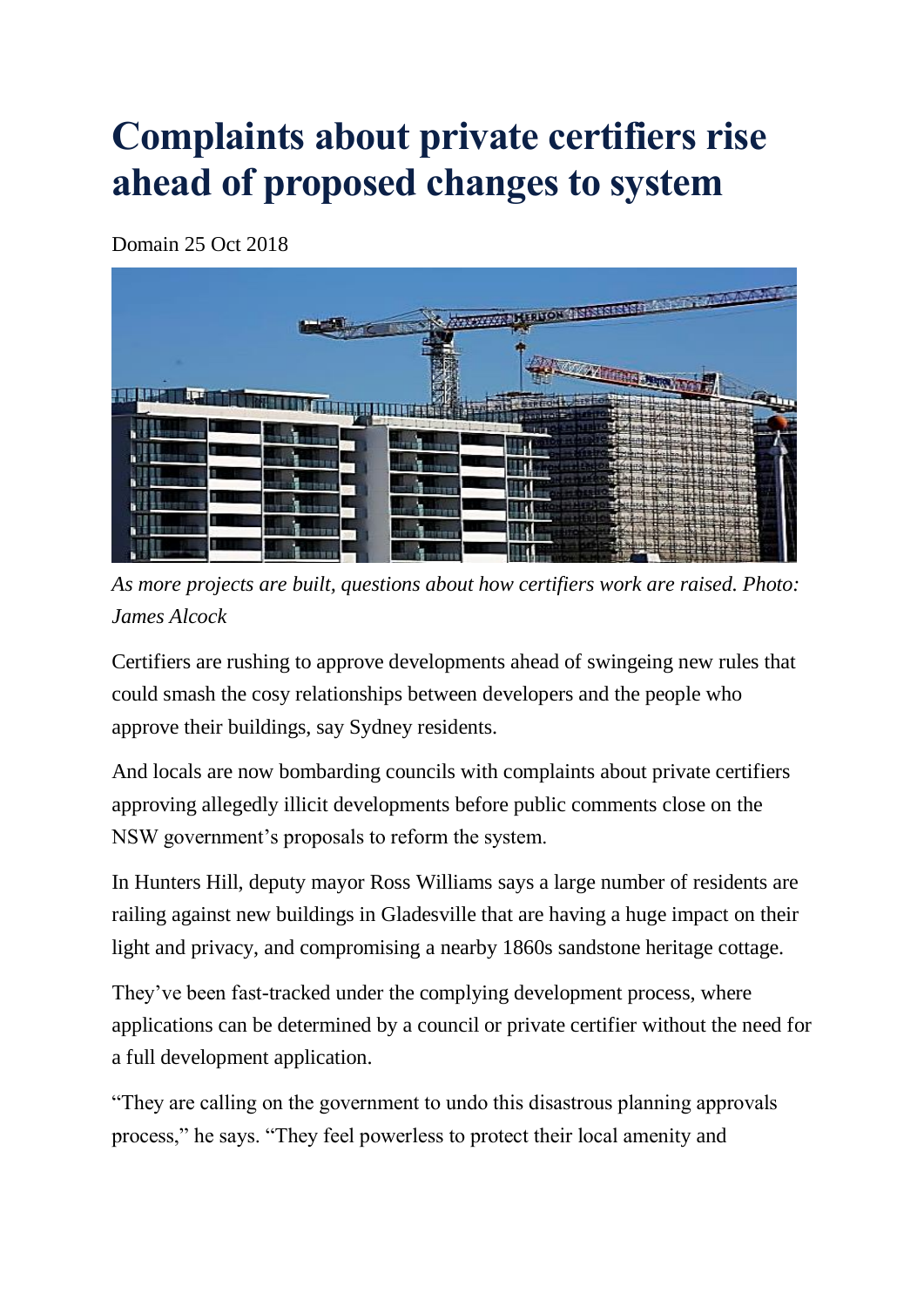# Complaints about private certifiers rise ahead of proposed changes to system

Domain 25 Oct 2018

*As more projects are built, questions about how certifiers work are raised. Photo: James Alcock*

Certifiers are rushing to approve developments ahead of swingeing new rules that could smash the cosy relationships between developers and the people who approve their buildings, say Sydney residents.

And locals are now bombarding councils with complaints about private certifiers approving allegedly illicit developments before public comments close on the NSW government's proposals to reform the system.

In Hunters Hill, deputy mayor Ross Williams says a large number of residents are railing against new buildings in Gladesville that are having a huge impact on their light and privacy, and compromising a nearby 1860s sandstone heritage cottage.

They've been fast-tracked under the complying development process, where applications can be determined by a council or private certifier without the need for a full development application.

"They are calling on the government to undo this disastrous planning approvals process," he says. "They feel powerless to protect their local amenity and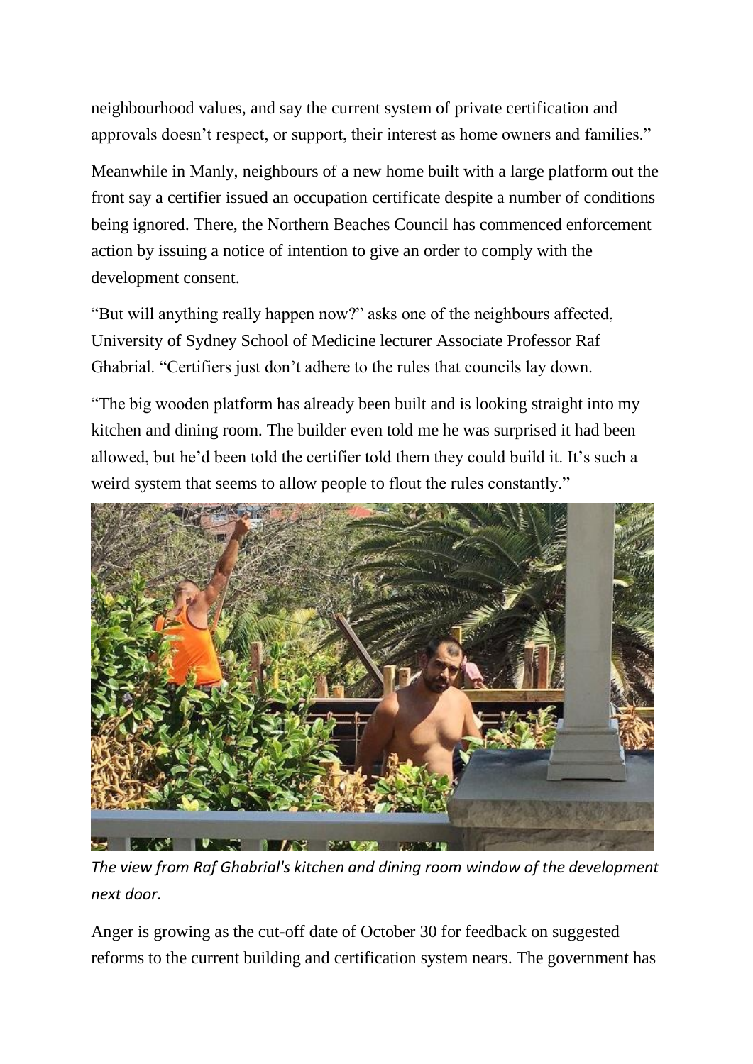neighbourhood values, and say the current system of private certification and approvals doesn't respect, or support, their interest as home owners and families."

Meanwhile in Manly, neighbours of a new home built with a large platform out the front say a certifier issued an occupation certificate despite a number of conditions being ignored. There, the Northern Beaches Council has commenced enforcement action by issuing a notice of intention to give an order to comply with the development consent.

"But will anything really happen now?" asks one of the neighbours affected, University of Sydney School of Medicine lecturer Associate Professor Raf Ghabrial. "Certifiers just don't adhere to the rules that councils lay down.

"The big wooden platform has already been built and is looking straight into my kitchen and dining room. The builder even told me he was surprised it had been allowed, but he'd been told the certifier told them they could build it. It's such a weird system that seems to allow people to flout the rules constantly."

*The view from Raf Ghabrial's kitchen and dining room window of the development next door.*

Anger is growing as the cut-off date of October 30 for feedback on suggested reforms to the current building and certification system nears. The government has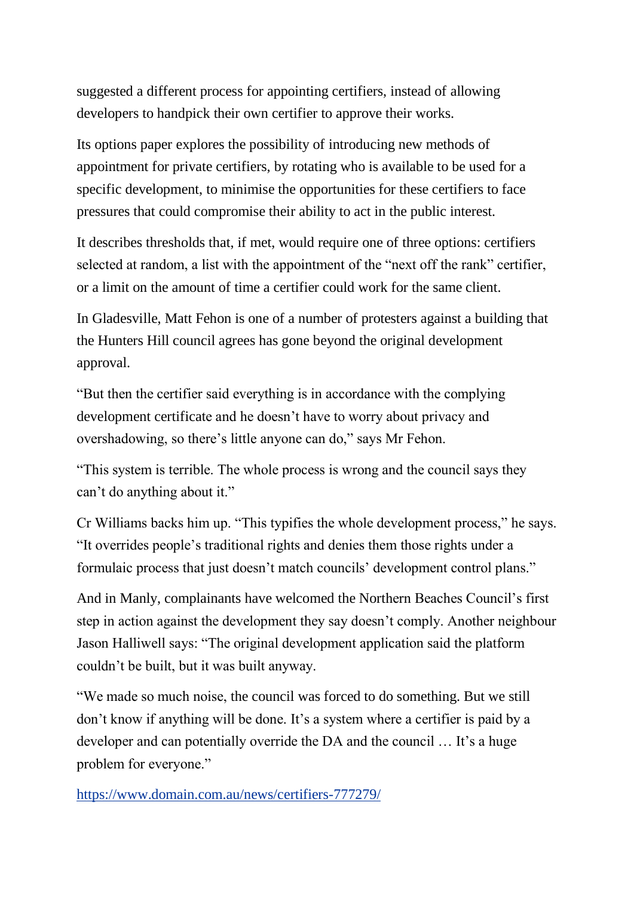suggested a different process for appointing certifiers, instead of allowing developers to handpick their own certifier to approve their works.

Its options paper explores the possibility of introducing new methods of appointment for private certifiers, by rotating who is available to be used for a specific development, to minimise the opportunities for these certifiers to face pressures that could compromise their ability to act in the public interest.

It describes thresholds that, if met, would require one of three options: certifiers selected at random, a list with the appointment of the "next off the rank" certifier, or a limit on the amount of time a certifier could work for the same client.

In Gladesville, Matt Fehon is one of a number of protesters against a building that the Hunters Hill council agrees has gone beyond the original development approval.

"But then the certifier said everything is in accordance with the complying development certificate and he doesn't have to worry about privacy and overshadowing, so there's little anyone can do," says Mr Fehon.

"This system is terrible. The whole process is wrong and the council says they can't do anything about it."

Cr Williams backs him up. "This typifies the whole development process," he says. "It overrides people's traditional rights and denies them those rights under a formulaic process that just doesn't match councils' development control plans."

And in Manly, complainants have welcomed the Northern Beaches Council's first step in action against the development they say doesn't comply. Another neighbour Jason Halliwell says: "The original development application said the platform couldn't be built, but it was built anyway.

"We made so much noise, the council was forced to do something. But we still don't know if anything will be done. It's a system where a certifier is paid by a developer and can potentially override the DA and the council … It's a huge problem for everyone."

https://www.domain.com.au/news/certifiers-777279/